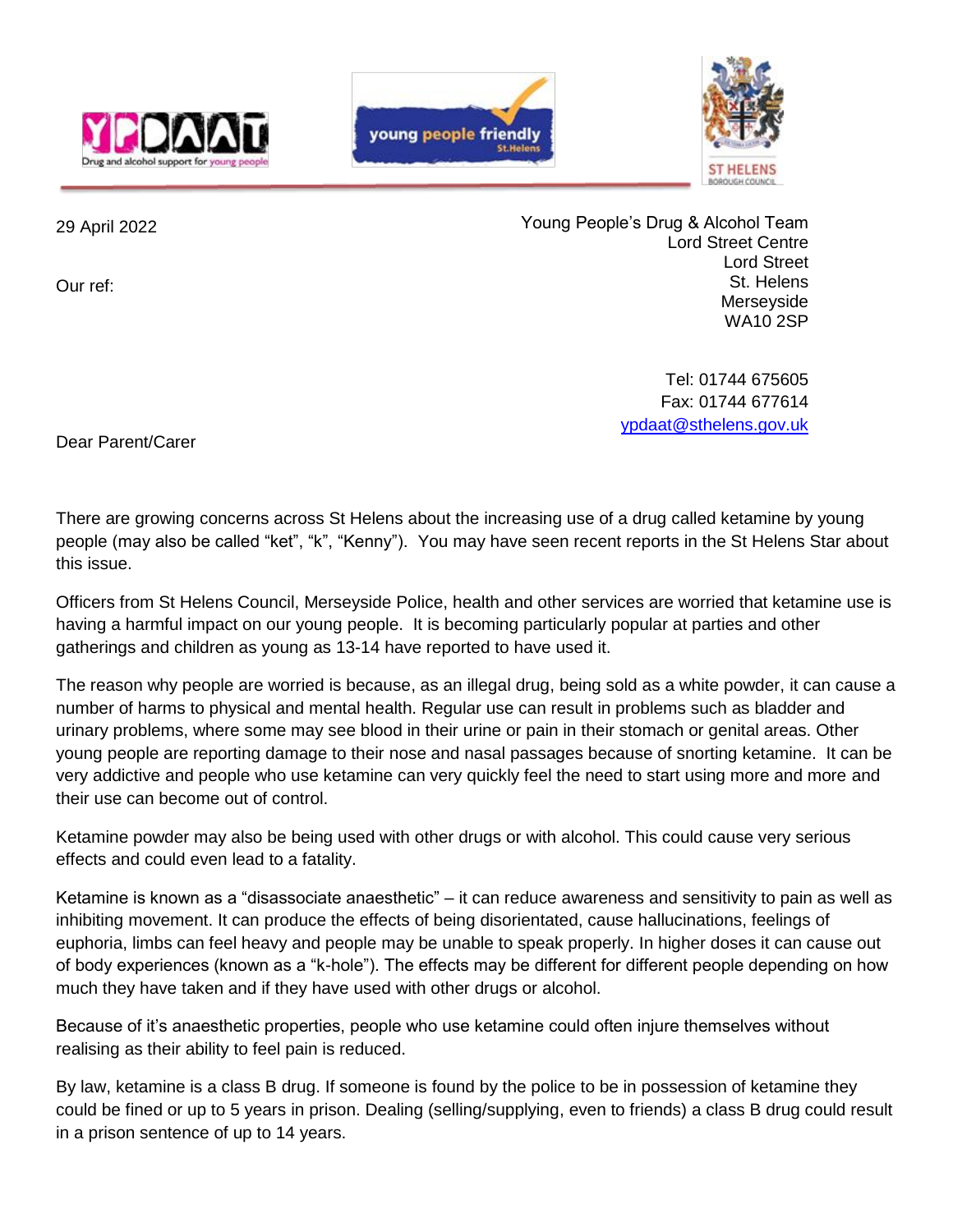29 April 2022

Our ref:

Young People's Drug & Alcohol Team
Lord Street Centre
Lord Street
St. Helens
Merseyside
WA10 2SP

Tel: 01744 675605
Fax: 01744 677614
ypdaat@sthelens.gov.uk

Dear Parent/Carer

There are growing concerns across St Helens about the increasing use of a drug called ketamine by young people (may also be called "ket", "k", "Kenny"). You may have seen recent reports in the St Helens Star about this issue.

Officers from St Helens Council, Merseyside Police, health and other services are worried that ketamine use is having a harmful impact on our young people. It is becoming particularly popular at parties and other gatherings and children as young as 13-14 have reported to have used it.

The reason why people are worried is because, as an illegal drug, being sold as a white powder, it can cause a number of harms to physical and mental health. Regular use can result in problems such as bladder and urinary problems, where some may see blood in their urine or pain in their stomach or genital areas. Other young people are reporting damage to their nose and nasal passages because of snorting ketamine. It can be very addictive and people who use ketamine can very quickly feel the need to start using more and more and their use can become out of control.

Ketamine powder may also be being used with other drugs or with alcohol. This could cause very serious effects and could even lead to a fatality.

Ketamine is known as a "disassociate anaesthetic" – it can reduce awareness and sensitivity to pain as well as inhibiting movement. It can produce the effects of being disorientated, cause hallucinations, feelings of euphoria, limbs can feel heavy and people may be unable to speak properly. In higher doses it can cause out of body experiences (known as a "k-hole"). The effects may be different for different people depending on how much they have taken and if they have used with other drugs or alcohol.

Because of it's anaesthetic properties, people who use ketamine could often injure themselves without realising as their ability to feel pain is reduced.

By law, ketamine is a class B drug. If someone is found by the police to be in possession of ketamine they could be fined or up to 5 years in prison. Dealing (selling/supplying, even to friends) a class B drug could result in a prison sentence of up to 14 years.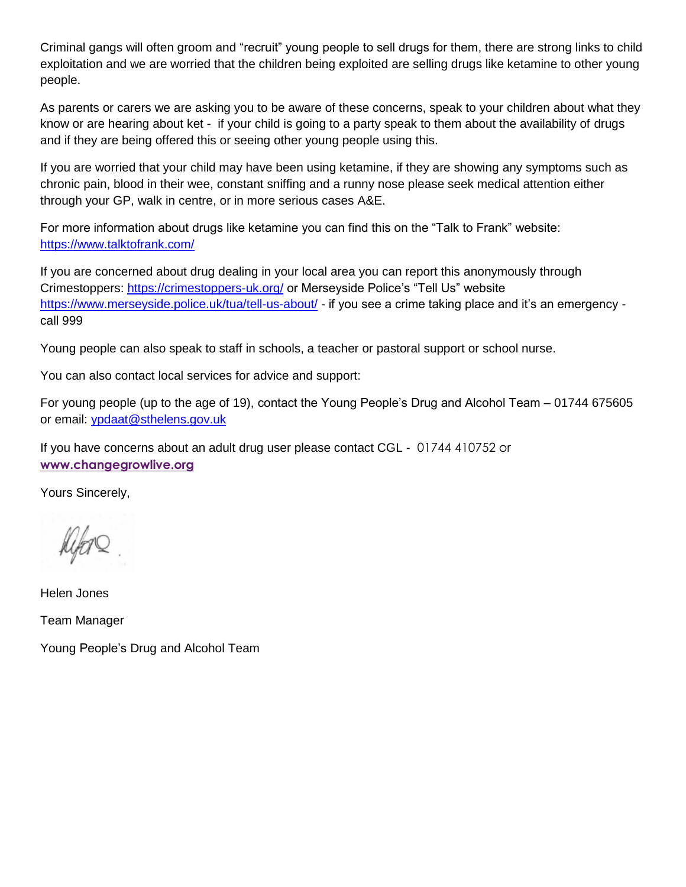Criminal gangs will often groom and "recruit" young people to sell drugs for them, there are strong links to child exploitation and we are worried that the children being exploited are selling drugs like ketamine to other young people.

As parents or carers we are asking you to be aware of these concerns, speak to your children about what they know or are hearing about ket - if your child is going to a party speak to them about the availability of drugs and if they are being offered this or seeing other young people using this.

If you are worried that your child may have been using ketamine, if they are showing any symptoms such as chronic pain, blood in their wee, constant sniffing and a runny nose please seek medical attention either through your GP, walk in centre, or in more serious cases A&E.

For more information about drugs like ketamine you can find this on the "Talk to Frank" website: https://www.talktofrank.com/

If you are concerned about drug dealing in your local area you can report this anonymously through Crimestoppers: https://crimestoppers-uk.org/ or Merseyside Police's "Tell Us" website https://www.merseyside.police.uk/tua/tell-us-about/ - if you see a crime taking place and it's an emergency - call 999

Young people can also speak to staff in schools, a teacher or pastoral support or school nurse.

You can also contact local services for advice and support:

For young people (up to the age of 19), contact the Young People's Drug and Alcohol Team – 01744 675605 or email: ypdaat@sthelens.gov.uk

If you have concerns about an adult drug user please contact CGL - 01744 410752 or **www.changegrowlive.org**

Yours Sincerely,

Helen Jones

Team Manager

Young People's Drug and Alcohol Team